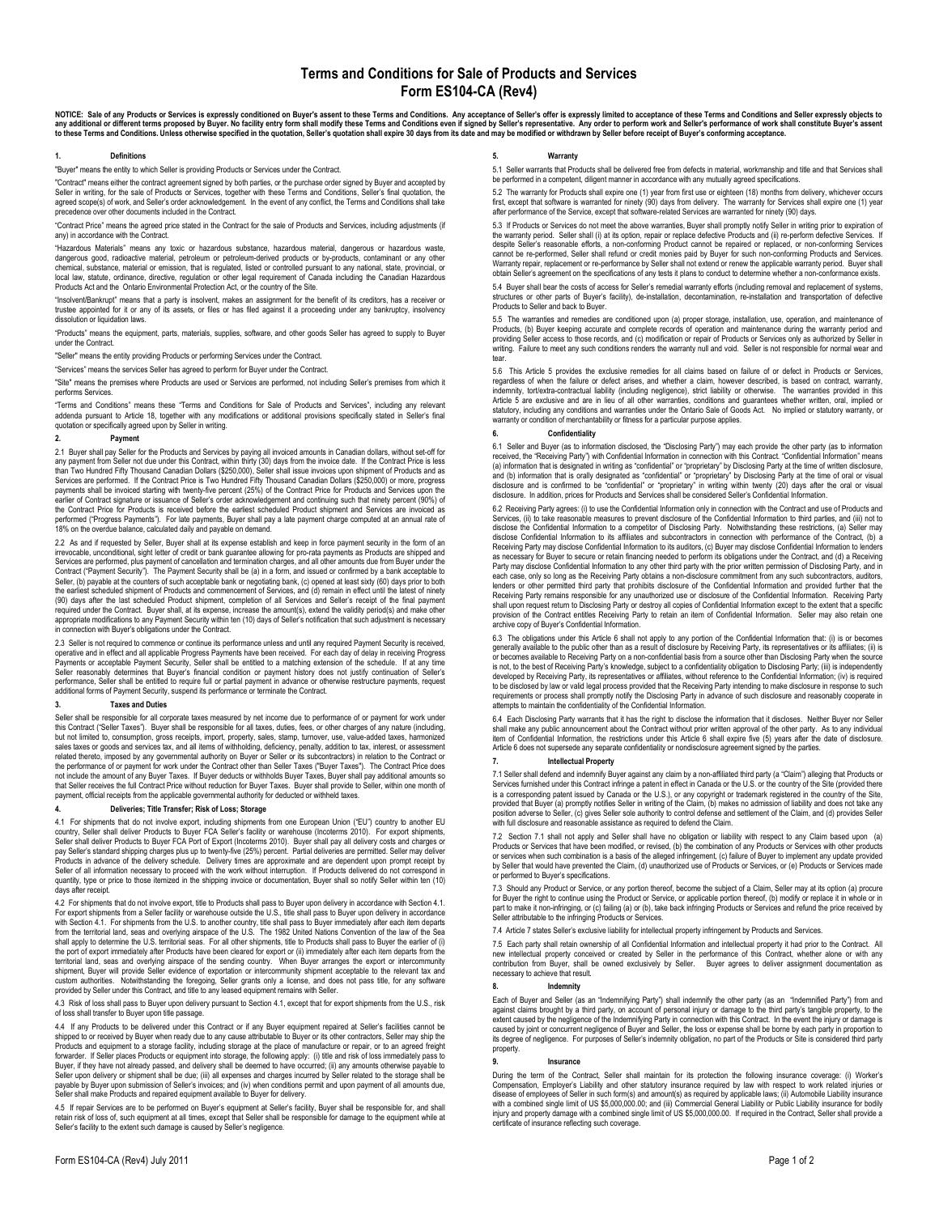# Terms and Conditions for Sale of Products and Services
# Form ES104-CA (Rev4)

**NOTICE: Sale of any Products or Services is expressly conditioned on Buyer's assent to these Terms and Conditions. Any acceptance of Seller's offer is expressly limited to acceptance of these Terms and Conditions and Seller expressly objects to any additional or different terms proposed by Buyer. No facility entry form shall modify these Terms and Conditions even if signed by Seller's representative. Any order to perform work and Seller's performance of work shall constitute Buyer's assent to these Terms and Conditions. Unless otherwise specified in the quotation, Seller's quotation shall expire 30 days from its date and may be modified or withdrawn by Seller before receipt of Buyer's conforming acceptance.**

## 1. Definitions

"Buyer" means the entity to which Seller is providing Products or Services under the Contract.

"Contract" means either the contract agreement signed by both parties, or the purchase order signed by Buyer and accepted by Seller in writing, for the sale of Products or Services, together with these Terms and Conditions, Seller's final quotation, the agreed scope(s) of work, and Seller's order acknowledgement. In the event of any conflict, the Terms and Conditions shall take precedence over other documents included in the Contract.

"Contract Price" means the agreed price stated in the Contract for the sale of Products and Services, including adjustments (if any) in accordance with the Contract.

"Hazardous Materials" means any toxic or hazardous substance, hazardous material, dangerous or hazardous waste, dangerous good, radioactive material, petroleum or petroleum-derived products or by-products, contaminant or any other chemical, substance, material or emission, that is regulated, listed or controlled pursuant to any national, state, provincial, or local law, statute, ordinance, directive, regulation or other legal requirement of Canada including the Canadian Hazardous Products Act and the Ontario Environmental Protection Act, or the country of the Site.

"Insolvent/Bankrupt" means that a party is insolvent, makes an assignment for the benefit of its creditors, has a receiver or trustee appointed for it or any of its assets, or files or has filed against it a proceeding under any bankruptcy, insolvency dissolution or liquidation laws.

"Products" means the equipment, parts, materials, supplies, software, and other goods Seller has agreed to supply to Buyer under the Contract.

"Seller" means the entity providing Products or performing Services under the Contract.

"Services" means the services Seller has agreed to perform for Buyer under the Contract.

"Site" means the premises where Products are used or Services are performed, not including Seller's premises from which it performs Services.

"Terms and Conditions" means these "Terms and Conditions for Sale of Products and Services", including any relevant addenda pursuant to Article 18, together with any modifications or additional provisions specifically stated in Seller's final quotation or specifically agreed upon by Seller in writing.

## 2. Payment

2.1 Buyer shall pay Seller for the Products and Services by paying all invoiced amounts in Canadian dollars, without set-off for any payment from Seller not due under this Contract, within thirty (30) days from the invoice date. If the Contract Price is less than Two Hundred Fifty Thousand Canadian Dollars ($250,000), Seller shall issue invoices upon shipment of Products and as Services are performed. If the Contract Price is Two Hundred Fifty Thousand Canadian Dollars ($250,000) or more, progress payments shall be invoiced starting with twenty-five percent (25%) of the Contract Price for Products and Services upon the earlier of Contract signature or issuance of Seller's order acknowledgement and continuing such that ninety percent (90%) of the Contract Price for Products is received before the earliest scheduled Product shipment and Services are invoiced as performed ("Progress Payments"). For late payments, Buyer shall pay a late payment charge computed at an annual rate of 18% on the overdue balance, calculated daily and payable on demand.

2.2 As and if requested by Seller, Buyer shall at its expense establish and keep in force payment security in the form of an irrevocable, unconditional, sight letter of credit or bank guarantee allowing for pro-rata payments as Products are shipped and Services are performed, plus payment of cancellation and termination charges, and all other amounts due from Buyer under the Contract ("Payment Security"). The Payment Security shall be (a) in a form, and issued or confirmed by a bank acceptable to Seller, (b) payable at the counters of such acceptable bank or negotiating bank, (c) opened at least sixty (60) days prior to both the earliest scheduled shipment of Products and commencement of Services, and (d) remain in effect until the latest of ninety (90) days after the last scheduled Product shipment, completion of all Services and Seller's receipt of the final payment required under the Contract. Buyer shall, at its expense, increase the amount(s), extend the validity period(s) and make other appropriate modifications to any Payment Security within ten (10) days of Seller's notification that such adjustment is necessary in connection with Buyer's obligations under the Contract.

2.3 Seller is not required to commence or continue its performance unless and until any required Payment Security is received, operative and in effect and all applicable Progress Payments have been received. For each day of delay in receiving Progress Payments or acceptable Payment Security, Seller shall be entitled to a matching extension of the schedule. If at any time Seller reasonably determines that Buyer's financial condition or payment history does not justify continuation of Seller's performance, Seller shall be entitled to require full or partial payment in advance or otherwise restructure payments, request additional forms of Payment Security, suspend its performance or terminate the Contract.

## 3. Taxes and Duties

Seller shall be responsible for all corporate taxes measured by net income due to performance of or payment for work under this Contract ("Seller Taxes"). Buyer shall be responsible for all taxes, duties, fees, or other charges of any nature (including, but not limited to, consumption, gross receipts, import, property, sales, stamp, turnover, use, value-added taxes, harmonized sales taxes or goods and services tax, and all items of withholding, deficiency, penalty, addition to tax, interest, or assessment related thereto, imposed by any governmental authority on Buyer or Seller or its subcontractors) in relation to the Contract or the performance of or payment for work under the Contract other than Seller Taxes ("Buyer Taxes"). The Contract Price does not include the amount of any Buyer Taxes. If Buyer deducts or withholds Buyer Taxes, Buyer shall pay additional amounts so that Seller receives the full Contract Price without reduction for Buyer Taxes. Buyer shall provide to Seller, within one month of payment, official receipts from the applicable governmental authority for deducted or withheld taxes.

## 4. Deliveries; Title Transfer; Risk of Loss; Storage

4.1 For shipments that do not involve export, including shipments from one European Union ("EU") country to another EU country, Seller shall deliver Products to Buyer FCA Seller's facility or warehouse (Incoterms 2010). For export shipments, Seller shall deliver Products to Buyer FCA Port of Export (Incoterms 2010). Buyer shall pay all delivery costs and charges or pay Seller's standard shipping charges plus up to twenty-five (25%) percent. Partial deliveries are permitted. Seller may deliver Products in advance of the delivery schedule. Delivery times are approximate and are dependent upon prompt receipt by Seller of all information necessary to proceed with the work without interruption. If Products delivered do not correspond in quantity, type or price to those itemized in the shipping invoice or documentation, Buyer shall so notify Seller within ten (10) days after receipt.

4.2 For shipments that do not involve export, title to Products shall pass to Buyer upon delivery in accordance with Section 4.1. For export shipments from a Seller facility or warehouse outside the U.S., title shall pass to Buyer upon delivery in accordance with Section 4.1. For shipments from the U.S. to another country, title shall pass to Buyer immediately after each item departs from the territorial land, seas and overlying airspace of the U.S. The 1982 United Nations Convention of the law of the Sea shall apply to determine the U.S. territorial seas. For all other shipments, title to Products shall pass to Buyer the earlier of (i) the port of export immediately after Products have been cleared for export or (ii) immediately after each item departs from the territorial land, seas and overlying airspace of the sending country. When Buyer arranges the export or intercommunity shipment, Buyer will provide Seller evidence of exportation or intercommunity shipment acceptable to the relevant tax and custom authorities. Notwithstanding the foregoing, Seller grants only a license, and does not pass title, for any software provided by Seller under this Contract, and title to any leased equipment remains with Seller.

4.3 Risk of loss shall pass to Buyer upon delivery pursuant to Section 4.1, except that for export shipments from the U.S., risk of loss shall transfer to Buyer upon title passage.

4.4 If any Products to be delivered under this Contract or if any Buyer equipment repaired at Seller's facilities cannot be shipped to or received by Buyer when ready due to any cause attributable to Buyer or its other contractors, Seller may ship the Products and equipment to a storage facility, including storage at the place of manufacture or repair, or to an agreed freight forwarder. If Seller places Products or equipment into storage, the following apply: (i) title and risk of loss immediately pass to Buyer, if they have not already passed, and delivery shall be deemed to have occurred; (ii) any amounts otherwise payable to Seller upon delivery or shipment shall be due; (iii) all expenses and charges incurred by Seller related to the storage shall be payable by Buyer upon submission of Seller's invoices; and (iv) when conditions permit and upon payment of all amounts due, Seller shall make Products and repaired equipment available to Buyer for delivery.

4.5 If repair Services are to be performed on Buyer's equipment at Seller's facility, Buyer shall be responsible for, and shall retain risk of loss of, such equipment at all times, except that Seller shall be responsible for damage to the equipment while at Seller's facility to the extent such damage is caused by Seller's negligence.

## 5. Warranty

5.1 Seller warrants that Products shall be delivered free from defects in material, workmanship and title and that Services shall be performed in a competent, diligent manner in accordance with any mutually agreed specifications.

5.2 The warranty for Products shall expire one (1) year from first use or eighteen (18) months from delivery, whichever occurs first, except that software is warranted for ninety (90) days from delivery. The warranty for Services shall expire one (1) year after performance of the Service, except that software-related Services are warranted for ninety (90) days.

5.3 If Products or Services do not meet the above warranties, Buyer shall promptly notify Seller in writing prior to expiration of the warranty period. Seller shall (i) at its option, repair or replace defective Products and (ii) re-perform defective Services. If despite Seller's reasonable efforts, a non-conforming Product cannot be repaired or replaced, or non-conforming Services cannot be re-performed, Seller shall refund or credit monies paid by Buyer for such non-conforming Products and Services. Warranty repair, replacement or re-performance by Seller shall not extend or renew the applicable warranty period. Buyer shall obtain Seller's agreement on the specifications of any tests it plans to conduct to determine whether a non-conformance exists.

5.4 Buyer shall bear the costs of access for Seller's remedial warranty efforts (including removal and replacement of systems, structures or other parts of Buyer's facility), de-installation, decontamination, re-installation and transportation of defective Products to Seller and back to Buyer.

5.5 The warranties and remedies are conditioned upon (a) proper storage, installation, use, operation, and maintenance of Products, (b) Buyer keeping accurate and complete records of operation and maintenance during the warranty period and providing Seller access to those records, and (c) modification or repair of Products or Services only as authorized by Seller in writing. Failure to meet any such conditions renders the warranty null and void. Seller is not responsible for normal wear and tear.

5.6 This Article 5 provides the exclusive remedies for all claims based on failure of or defect in Products or Services, regardless of when the failure or defect arises, and whether a claim, however described, is based on contract, warranty, indemnity, tort/extra-contractual liability (including negligence), strict liability or otherwise. The warranties provided in this Article 5 are exclusive and are in lieu of all other warranties, conditions and guarantees whether written, oral, implied or statutory, including any conditions and warranties under the Ontario Sale of Goods Act. No implied or statutory warranty, or warranty or condition of merchantability or fitness for a particular purpose applies.

## 6. Confidentiality

6.1 Seller and Buyer (as to information disclosed, the "Disclosing Party") may each provide the other party (as to information received, the "Receiving Party") with Confidential Information in connection with this Contract. "Confidential Information" means (a) information that is designated in writing as "confidential" or "proprietary" by Disclosing Party at the time of written disclosure, and (b) information that is orally designated as "confidential" or "proprietary" by Disclosing Party at the time of oral or visual disclosure and is confirmed to be "confidential" or "proprietary" in writing within twenty (20) days after the oral or visual disclosure. In addition, prices for Products and Services shall be considered Seller's Confidential Information.

6.2 Receiving Party agrees: (i) to use the Confidential Information only in connection with the Contract and use of Products and Services, (ii) to take reasonable measures to prevent disclosure of the Confidential Information to third parties, and (iii) not to disclose the Confidential Information to a competitor of Disclosing Party. Notwithstanding these restrictions, (a) Seller may disclose Confidential Information to its affiliates and subcontractors in connection with performance of the Contract, (b) a Receiving Party may disclose Confidential Information to its auditors, (c) Buyer may disclose Confidential Information to lenders as necessary for Buyer to secure or retain financing needed to perform its obligations under the Contract, and (d) a Receiving Party may disclose Confidential Information to any other third party with the prior written permission of Disclosing Party, and in each case, only so long as the Receiving Party obtains a non-disclosure commitment from any such subcontractors, auditors, lenders or other permitted third party that prohibits disclosure of the Confidential Information and provided further that the Receiving Party remains responsible for any unauthorized use or disclosure of the Confidential Information. Receiving Party shall upon request return to Disclosing Party or destroy all copies of Confidential Information except to the extent that a specific provision of the Contract entitles Receiving Party to retain an item of Confidential Information. Seller may also retain one archive copy of Buyer's Confidential Information.

6.3 The obligations under this Article 6 shall not apply to any portion of the Confidential Information that: (i) is or becomes generally available to the public other than as a result of disclosure by Receiving Party, its representatives or its affiliates; (ii) is or becomes available to Receiving Party on a non-confidential basis from a source other than Disclosing Party when the source is not, to the best of Receiving Party's knowledge, subject to a confidentiality obligation to Disclosing Party; (iii) is independently developed by Receiving Party, its representatives or affiliates, without reference to the Confidential Information; (iv) is required to be disclosed by law or valid legal process provided that the Receiving Party intending to make disclosure in response to such requirements or process shall promptly notify the Disclosing Party in advance of such disclosure and reasonably cooperate in attempts to maintain the confidentiality of the Confidential Information.

6.4 Each Disclosing Party warrants that it has the right to disclose the information that it discloses. Neither Buyer nor Seller shall make any public announcement about the Contract without prior written approval of the other party. As to any individual item of Confidential Information, the restrictions under this Article 6 shall expire five (5) years after the date of disclosure. Article 6 does not supersede any separate confidentiality or nondisclosure agreement signed by the parties.

## 7. Intellectual Property

7.1 Seller shall defend and indemnify Buyer against any claim by a non-affiliated third party (a "Claim") alleging that Products or Services furnished under this Contract infringe a patent in effect in Canada or the U.S. or the country of the Site (provided there is a corresponding patent issued by Canada or the U.S.), or any copyright or trademark registered in the country of the Site, provided that Buyer (a) promptly notifies Seller in writing of the Claim, (b) makes no admission of liability and does not take any position adverse to Seller, (c) gives Seller sole authority to control defense and settlement of the Claim, and (d) provides Seller with full disclosure and reasonable assistance as required to defend the Claim.

7.2 Section 7.1 shall not apply and Seller shall have no obligation or liability with respect to any Claim based upon (a) Products or Services that have been modified, or revised, (b) the combination of any Products or Services with other products or services when such combination is a basis of the alleged infringement, (c) failure of Buyer to implement any update provided by Seller that would have prevented the Claim, (d) unauthorized use of Products or Services, or (e) Products or Services made or performed to Buyer's specifications.

7.3 Should any Product or Service, or any portion thereof, become the subject of a Claim, Seller may at its option (a) procure for Buyer the right to continue using the Product or Service, or applicable portion thereof, (b) modify or replace it in whole or in part to make it non-infringing, or (c) failing (a) or (b), take back infringing Products or Services and refund the price received by Seller attributable to the infringing Products or Services.

7.4 Article 7 states Seller's exclusive liability for intellectual property infringement by Products and Services.

7.5 Each party shall retain ownership of all Confidential Information and intellectual property it had prior to the Contract. All new intellectual property conceived or created by Seller in the performance of this Contract, whether alone or with any contribution from Buyer, shall be owned exclusively by Seller. Buyer agrees to deliver assignment documentation as necessary to achieve that result.

## 8. Indemnity

Each of Buyer and Seller (as an "Indemnifying Party") shall indemnify the other party (as an "Indemnified Party") from and against claims brought by a third party, on account of personal injury or damage to the third party's tangible property, to the extent caused by the negligence of the Indemnifying Party in connection with this Contract. In the event the injury or damage is caused by joint or concurrent negligence of Buyer and Seller, the loss or expense shall be borne by each party in proportion to its degree of negligence. For purposes of Seller's indemnity obligation, no part of the Products or Site is considered third party property.

## 9. Insurance

During the term of the Contract, Seller shall maintain for its protection the following insurance coverage: (i) Worker's Compensation, Employer's Liability and other statutory insurance required by law with respect to work related injuries or disease of employees of Seller in such form(s) and amount(s) as required by applicable laws; (ii) Automobile Liability insurance with a combined single limit of US $5,000,000.00; and (iii) Commercial General Liability or Public Liability insurance for bodily injury and property damage with a combined single limit of US $5,000,000.00. If required in the Contract, Seller shall provide a certificate of insurance reflecting such coverage.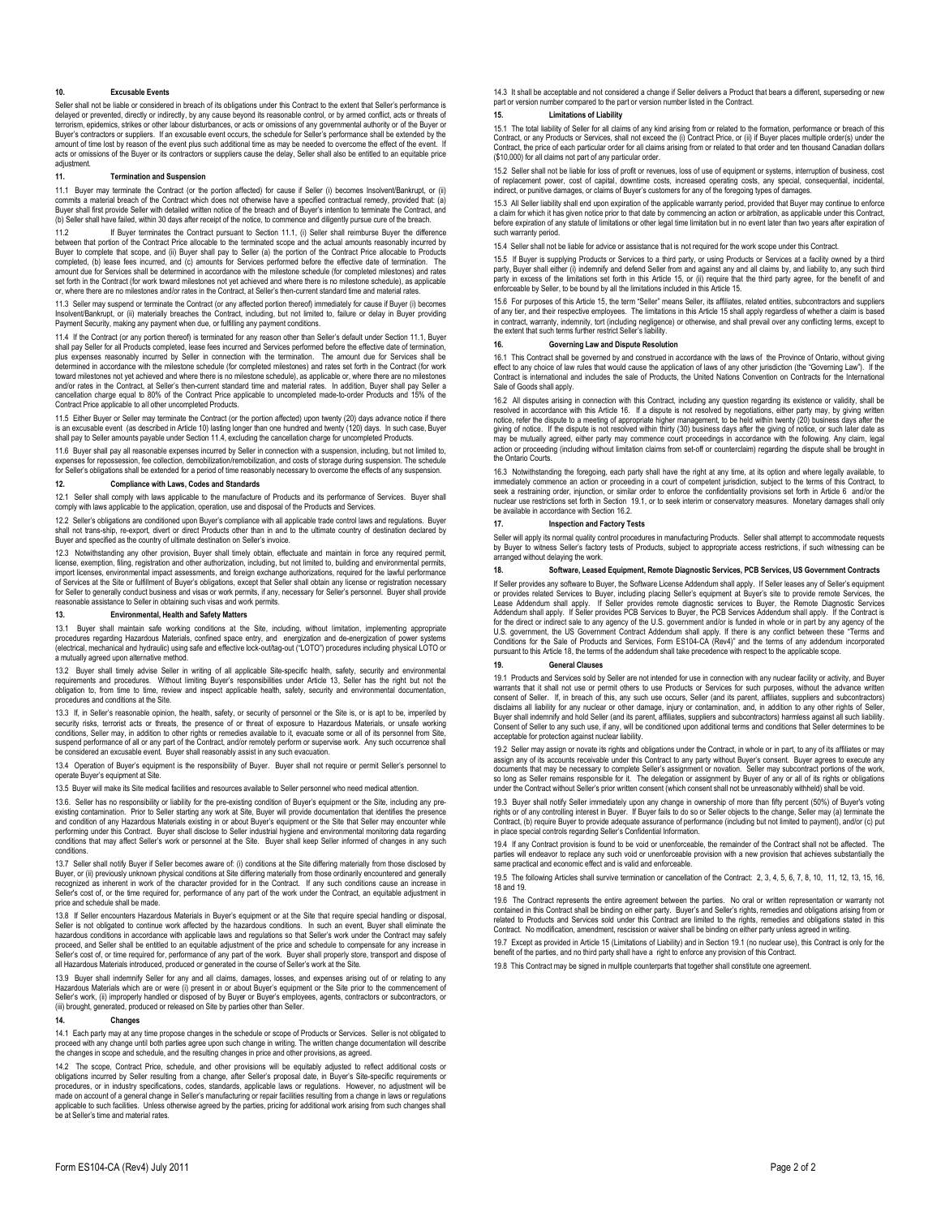## 10. Excusable Events

Seller shall not be liable or considered in breach of its obligations under this Contract to the extent that Seller's performance is delayed or prevented, directly or indirectly, by any cause beyond its reasonable control, or by armed conflict, acts or threats of terrorism, epidemics, strikes or other labour disturbances, or acts or omissions of any governmental authority or of the Buyer or Buyer's contractors or suppliers. If an excusable event occurs, the schedule for Seller's performance shall be extended by the amount of time lost by reason of the event plus such additional time as may be needed to overcome the effect of the event. If acts or omissions of the Buyer or its contractors or suppliers cause the delay, Seller shall also be entitled to an equitable price adjustment.

## 11. Termination and Suspension

11.1 Buyer may terminate the Contract (or the portion affected) for cause if Seller (i) becomes Insolvent/Bankrupt, or (ii) commits a material breach of the Contract which does not otherwise have a specified contractual remedy, provided that: (a) Buyer shall first provide Seller with detailed written notice of the breach and of Buyer's intention to terminate the Contract, and (b) Seller shall have failed, within 30 days after receipt of the notice, to commence and diligently pursue cure of the breach.

11.2 If Buyer terminates the Contract pursuant to Section 11.1, (i) Seller shall reimburse Buyer the difference between that portion of the Contract Price allocable to the terminated scope and the actual amounts reasonably incurred by Buyer to complete that scope, and (ii) Buyer shall pay to Seller (a) the portion of the Contract Price allocable to Products completed, (b) lease fees incurred, and (c) amounts for Services performed before the effective date of termination. The amount due for Services shall be determined in accordance with the milestone schedule (for completed milestones) and rates set forth in the Contract (for work toward milestones not yet achieved and where there is no milestone schedule), as applicable or, where there are no milestones and/or rates in the Contract, at Seller's then-current standard time and material rates.

11.3 Seller may suspend or terminate the Contract (or any affected portion thereof) immediately for cause if Buyer (i) becomes Insolvent/Bankrupt, or (ii) materially breaches the Contract, including, but not limited to, failure or delay in Buyer providing Payment Security, making any payment when due, or fulfilling any payment conditions.

11.4 If the Contract (or any portion thereof) is terminated for any reason other than Seller's default under Section 11.1, Buyer shall pay Seller for all Products completed, lease fees incurred and Services performed before the effective date of termination, plus expenses reasonably incurred by Seller in connection with the termination. The amount due for Services shall be determined in accordance with the milestone schedule (for completed milestones) and rates set forth in the Contract (for work toward milestones not yet achieved and where there is no milestone schedule), as applicable or, where there are no milestones and/or rates in the Contract, at Seller's then-current standard time and material rates. In addition, Buyer shall pay Seller a cancellation charge equal to 80% of the Contract Price applicable to uncompleted made-to-order Products and 15% of the Contract Price applicable to all other uncompleted Products.

11.5 Either Buyer or Seller may terminate the Contract (or the portion affected) upon twenty (20) days advance notice if there is an excusable event (as described in Article 10) lasting longer than one hundred and twenty (120) days. In such case, Buyer shall pay to Seller amounts payable under Section 11.4, excluding the cancellation charge for uncompleted Products.

11.6 Buyer shall pay all reasonable expenses incurred by Seller in connection with a suspension, including, but not limited to, expenses for repossession, fee collection, demobilization/remobilization, and costs of storage during suspension. The schedule for Seller's obligations shall be extended for a period of time reasonably necessary to overcome the effects of any suspension.

## 12. Compliance with Laws, Codes and Standards

12.1 Seller shall comply with laws applicable to the manufacture of Products and its performance of Services. Buyer shall comply with laws applicable to the application, operation, use and disposal of the Products and Services.

12.2 Seller's obligations are conditioned upon Buyer's compliance with all applicable trade control laws and regulations. Buyer shall not trans-ship, re-export, divert or direct Products other than in and to the ultimate country of destination declared by Buyer and specified as the country of ultimate destination on Seller's invoice.

12.3 Notwithstanding any other provision, Buyer shall timely obtain, effectuate and maintain in force any required permit, license, exemption, filing, registration and other authorization, including, but not limited to, building and environmental permits, import licenses, environmental impact assessments, and foreign exchange authorizations, required for the lawful performance of Services at the Site or fulfillment of Buyer's obligations, except that Seller shall obtain any license or registration necessary for Seller to generally conduct business and visas or work permits, if any, necessary for Seller's personnel. Buyer shall provide reasonable assistance to Seller in obtaining such visas and work permits.

## 13. Environmental, Health and Safety Matters

13.1 Buyer shall maintain safe working conditions at the Site, including, without limitation, implementing appropriate procedures regarding Hazardous Materials, confined space entry, and energization and de-energization of power systems (electrical, mechanical and hydraulic) using safe and effective lock-out/tag-out ("LOTO") procedures including physical LOTO or a mutually agreed upon alternative method.

13.2 Buyer shall timely advise Seller in writing of all applicable Site-specific health, safety, security and environmental requirements and procedures. Without limiting Buyer's responsibilities under Article 13, Seller has the right but not the obligation to, from time to time, review and inspect applicable health, safety, security and environmental documentation, procedures and conditions at the Site.

13.3 If, in Seller's reasonable opinion, the health, safety, or security of personnel or the Site is, or is apt to be, imperiled by security risks, terrorist acts or threats, the presence of or threat of exposure to Hazardous Materials, or unsafe working conditions, Seller may, in addition to other rights or remedies available to it, evacuate some or all of its personnel from Site, suspend performance of all or any part of the Contract, and/or remotely perform or supervise work. Any such occurrence shall be considered an excusable event. Buyer shall reasonably assist in any such evacuation.

13.4 Operation of Buyer's equipment is the responsibility of Buyer. Buyer shall not require or permit Seller's personnel to operate Buyer's equipment at Site.

13.5 Buyer will make its Site medical facilities and resources available to Seller personnel who need medical attention.

13.6. Seller has no responsibility or liability for the pre-existing condition of Buyer's equipment or the Site, including any pre-existing contamination. Prior to Seller starting any work at Site, Buyer will provide documentation that identifies the presence and condition of any Hazardous Materials existing in or about Buyer's equipment or the Site that Seller may encounter while performing under this Contract. Buyer shall disclose to Seller industrial hygiene and environmental monitoring data regarding conditions that may affect Seller's work or personnel at the Site. Buyer shall keep Seller informed of changes in any such conditions.

13.7 Seller shall notify Buyer if Seller becomes aware of: (i) conditions at the Site differing materially from those disclosed by Buyer, or (ii) previously unknown physical conditions at Site differing materially from those ordinarily encountered and generally recognized as inherent in work of the character provided for in the Contract. If any such conditions cause an increase in Seller's cost of, or the time required for, performance of any part of the work under the Contract, an equitable adjustment in price and schedule shall be made.

13.8 If Seller encounters Hazardous Materials in Buyer's equipment or at the Site that require special handling or disposal, Seller is not obligated to continue work affected by the hazardous conditions. In such an event, Buyer shall eliminate the hazardous conditions in accordance with applicable laws and regulations so that Seller's work under the Contract may safely proceed, and Seller shall be entitled to an equitable adjustment of the price and schedule to compensate for any increase in Seller's cost of, or time required for, performance of any part of the work. Buyer shall properly store, transport and dispose of all Hazardous Materials introduced, produced or generated in the course of Seller's work at the Site.

13.9 Buyer shall indemnify Seller for any and all claims, damages, losses, and expenses arising out of or relating to any Hazardous Materials which are or were (i) present in or about Buyer's equipment or the Site prior to the commencement of Seller's work, (ii) improperly handled or disposed of by Buyer or Buyer's employees, agents, contractors or subcontractors, or (iii) brought, generated, produced or released on Site by parties other than Seller.

## 14. Changes

14.1 Each party may at any time propose changes in the schedule or scope of Products or Services. Seller is not obligated to proceed with any change until both parties agree upon such change in writing. The written change documentation will describe the changes in scope and schedule, and the resulting changes in price and other provisions, as agreed.

14.2 The scope, Contract Price, schedule, and other provisions will be equitably adjusted to reflect additional costs or obligations incurred by Seller resulting from a change, after Seller's proposal date, in Buyer's Site-specific requirements or procedures, or in industry specifications, codes, standards, applicable laws or regulations. However, no adjustment will be made on account of a general change in Seller's manufacturing or repair facilities resulting from a change in laws or regulations applicable to such facilities. Unless otherwise agreed by the parties, pricing for additional work arising from such changes shall be at Seller's time and material rates.

14.3 It shall be acceptable and not considered a change if Seller delivers a Product that bears a different, superseding or new part or version number compared to the part or version number listed in the Contract.

## 15. Limitations of Liability

15.1 The total liability of Seller for all claims of any kind arising from or related to the formation, performance or breach of this Contract, or any Products or Services, shall not exceed the (i) Contract Price, or (ii) if Buyer places multiple order(s) under the Contract, the price of each particular order for all claims arising from or related to that order and ten thousand Canadian dollars ($10,000) for all claims not part of any particular order.

15.2 Seller shall not be liable for loss of profit or revenues, loss of use of equipment or systems, interruption of business, cost of replacement power, cost of capital, downtime costs, increased operating costs, any special, consequential, incidental, indirect, or punitive damages, or claims of Buyer's customers for any of the foregoing types of damages.

15.3 All Seller liability shall end upon expiration of the applicable warranty period, provided that Buyer may continue to enforce a claim for which it has given notice prior to that date by commencing an action or arbitration, as applicable under this Contract, before expiration of any statute of limitations or other legal time limitation but in no event later than two years after expiration of such warranty period.

15.4 Seller shall not be liable for advice or assistance that is not required for the work scope under this Contract.

15.5 If Buyer is supplying Products or Services to a third party, or using Products or Services at a facility owned by a third party, Buyer shall either (i) indemnify and defend Seller from and against any and all claims by, and liability to, any such third party in excess of the limitations set forth in this Article 15, or (ii) require that the third party agree, for the benefit of and enforceable by Seller, to be bound by all the limitations included in this Article 15.

15.6 For purposes of this Article 15, the term "Seller" means Seller, its affiliates, related entities, subcontractors and suppliers of any tier, and their respective employees. The limitations in this Article 15 shall apply regardless of whether a claim is based in contract, warranty, indemnity, tort (including negligence) or otherwise, and shall prevail over any conflicting terms, except to the extent that such terms further restrict Seller's liability.

## 16. Governing Law and Dispute Resolution

16.1 This Contract shall be governed by and construed in accordance with the laws of the Province of Ontario, without giving effect to any choice of law rules that would cause the application of laws of any other jurisdiction (the "Governing Law"). If the Contract is international and includes the sale of Products, the United Nations Convention on Contracts for the International Sale of Goods shall apply.

16.2 All disputes arising in connection with this Contract, including any question regarding its existence or validity, shall be resolved in accordance with this Article 16. If a dispute is not resolved by negotiations, either party may, by giving written notice, refer the dispute to a meeting of appropriate higher management, to be held within twenty (20) business days after the giving of notice. If the dispute is not resolved within thirty (30) business days after the giving of notice, or such later date as may be mutually agreed, either party may commence court proceedings in accordance with the following. Any claim, legal action or proceeding (including without limitation claims from set-off or counterclaim) regarding the dispute shall be brought in the Ontario Courts.

16.3 Notwithstanding the foregoing, each party shall have the right at any time, at its option and where legally available, to immediately commence an action or proceeding in a court of competent jurisdiction, subject to the terms of this Contract, to seek a restraining order, injunction, or similar order to enforce the confidentiality provisions set forth in Article 6 and/or the nuclear use restrictions set forth in Section 19.1, or to seek interim or conservatory measures. Monetary damages shall only be available in accordance with Section 16.2.

## 17. Inspection and Factory Tests

Seller will apply its normal quality control procedures in manufacturing Products. Seller shall attempt to accommodate requests by Buyer to witness Seller's factory tests of Products, subject to appropriate access restrictions, if such witnessing can be arranged without delaying the work.

## 18. Software, Leased Equipment, Remote Diagnostic Services, PCB Services, US Government Contracts

If Seller provides any software to Buyer, the Software License Addendum shall apply. If Seller leases any of Seller's equipment or provides related Services to Buyer, including placing Seller's equipment at Buyer's site to provide remote Services, the Lease Addendum shall apply. If Seller provides remote diagnostic services to Buyer, the Remote Diagnostic Services Addendum shall apply. If Seller provides PCB Services to Buyer, the PCB Services Addendum shall apply. If the Contract is for the direct or indirect sale to any agency of the U.S. government and/or is funded in whole or in part by any agency of the U.S. government, the US Government Contract Addendum shall apply. If there is any conflict between these "Terms and Conditions for the Sale of Products and Services, Form ES104-CA (Rev4)" and the terms of any addendum incorporated pursuant to this Article 18, the terms of the addendum shall take precedence with respect to the applicable scope.

## 19. General Clauses

19.1 Products and Services sold by Seller are not intended for use in connection with any nuclear facility or activity, and Buyer warrants that it shall not use or permit others to use Products or Services for such purposes, without the advance written consent of Seller. If, in breach of this, any such use occurs, Seller (and its parent, affiliates, suppliers and subcontractors) disclaims all liability for any nuclear or other damage, injury or contamination, and, in addition to any other rights of Seller, Buyer shall indemnify and hold Seller (and its parent, affiliates, suppliers and subcontractors) harmless against all such liability. Consent of Seller to any such use, if any, will be conditioned upon additional terms and conditions that Seller determines to be acceptable for protection against nuclear liability.

19.2 Seller may assign or novate its rights and obligations under the Contract, in whole or in part, to any of its affiliates or may assign any of its accounts receivable under this Contract to any party without Buyer's consent. Buyer agrees to execute any documents that may be necessary to complete Seller's assignment or novation. Seller may subcontract portions of the work, so long as Seller remains responsible for it. The delegation or assignment by Buyer of any or all of its rights or obligations under the Contract without Seller's prior written consent (which consent shall not be unreasonably withheld) shall be void.

19.3 Buyer shall notify Seller immediately upon any change in ownership of more than fifty percent (50%) of Buyer's voting rights or of any controlling interest in Buyer. If Buyer fails to do so or Seller objects to the change, Seller may (a) terminate the Contract, (b) require Buyer to provide adequate assurance of performance (including but not limited to payment), and/or (c) put in place special controls regarding Seller's Confidential Information.

19.4 If any Contract provision is found to be void or unenforceable, the remainder of the Contract shall not be affected. The parties will endeavor to replace any such void or unenforceable provision with a new provision that achieves substantially the same practical and economic effect and is valid and enforceable.

19.5 The following Articles shall survive termination or cancellation of the Contract: 2, 3, 4, 5, 6, 7, 8, 10, 11, 12, 13, 15, 16, 18 and 19.

19.6 The Contract represents the entire agreement between the parties. No oral or written representation or warranty not contained in this Contract shall be binding on either party. Buyer's and Seller's rights, remedies and obligations arising from or related to Products and Services sold under this Contract are limited to the rights, remedies and obligations stated in this Contract. No modification, amendment, rescission or waiver shall be binding on either party unless agreed in writing.

19.7 Except as provided in Article 15 (Limitations of Liability) and in Section 19.1 (no nuclear use), this Contract is only for the benefit of the parties, and no third party shall have a right to enforce any provision of this Contract.

19.8 This Contract may be signed in multiple counterparts that together shall constitute one agreement.

Form ES104-CA (Rev4) July 2011